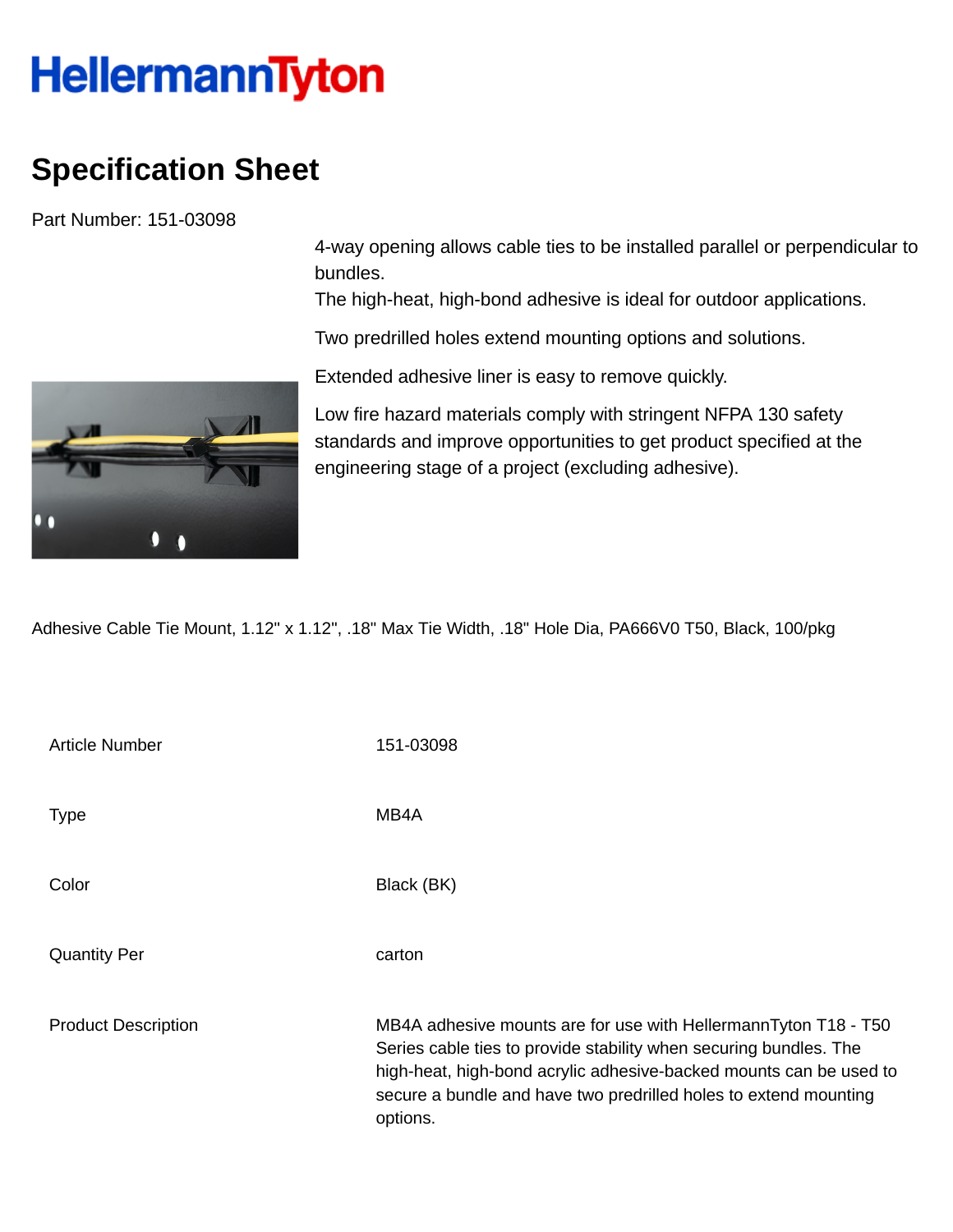HellermannTyton

# Specification Sheet

Part Number: 151-03098

4-way opening allows cable ties to be installed parallel or perpendicular to bundles.
The high-heat, high-bond adhesive is ideal for outdoor applications.

Two predrilled holes extend mounting options and solutions.

Extended adhesive liner is easy to remove quickly.

Low fire hazard materials comply with stringent NFPA 130 safety standards and improve opportunities to get product specified at the engineering stage of a project (excluding adhesive).

Adhesive Cable Tie Mount, 1.12" x 1.12", .18" Max Tie Width, .18" Hole Dia, PA666V0 T50, Black, 100/pkg

| | |
|---|---|
| Article Number | 151-03098 |
| Type | MB4A |
| Color | Black (BK) |
| Quantity Per | carton |
| Product Description | MB4A adhesive mounts are for use with HellermannTyton T18 - T50 Series cable ties to provide stability when securing bundles. The high-heat, high-bond acrylic adhesive-backed mounts can be used to secure a bundle and have two predrilled holes to extend mounting options. |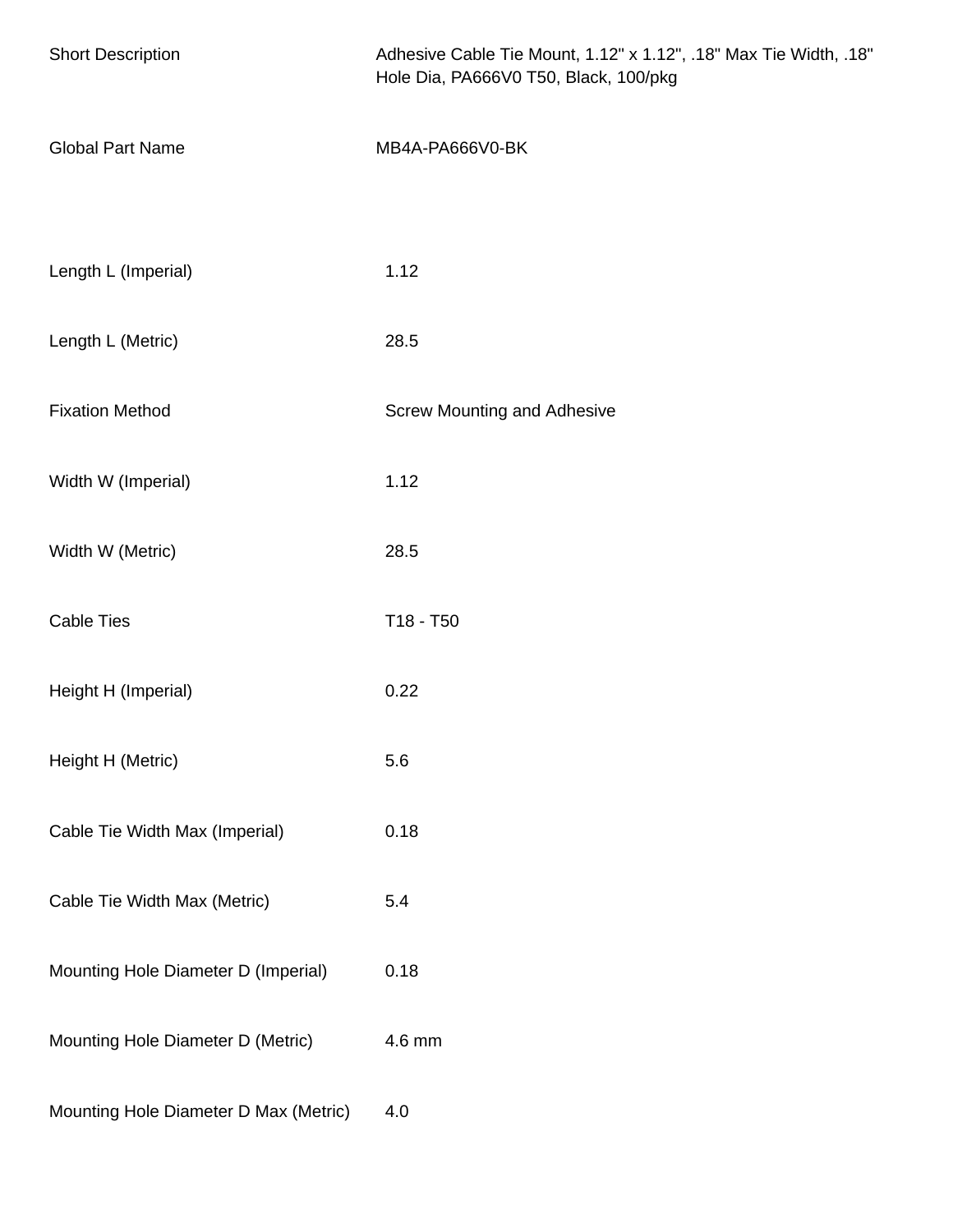| | |
|---|---|
| Short Description | Adhesive Cable Tie Mount, 1.12" x 1.12", .18" Max Tie Width, .18" Hole Dia, PA666V0 T50, Black, 100/pkg |
| Global Part Name | MB4A-PA666V0-BK |
| Length L (Imperial) | 1.12 |
| Length L (Metric) | 28.5 |
| Fixation Method | Screw Mounting and Adhesive |
| Width W (Imperial) | 1.12 |
| Width W (Metric) | 28.5 |
| Cable Ties | T18 - T50 |
| Height H (Imperial) | 0.22 |
| Height H (Metric) | 5.6 |
| Cable Tie Width Max (Imperial) | 0.18 |
| Cable Tie Width Max (Metric) | 5.4 |
| Mounting Hole Diameter D (Imperial) | 0.18 |
| Mounting Hole Diameter D (Metric) | 4.6 mm |
| Mounting Hole Diameter D Max (Metric) | 4.0 |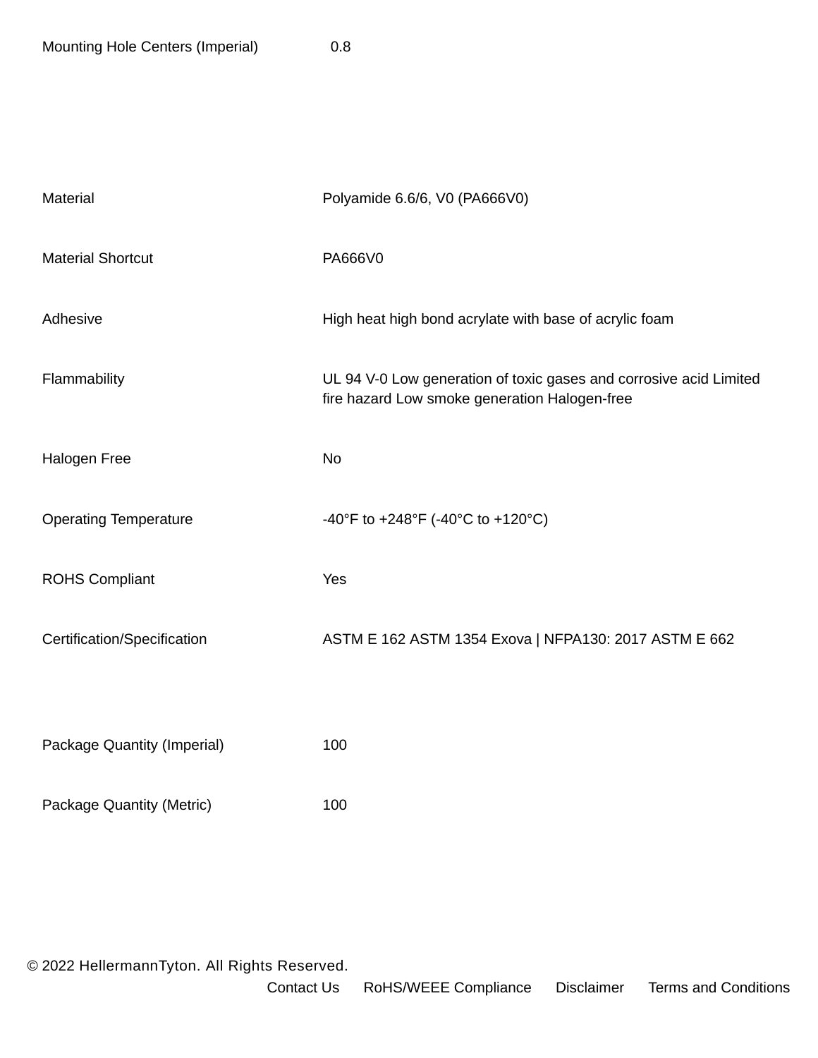| | |
|---|---|
| Mounting Hole Centers (Imperial) | 0.8 |
| Material | Polyamide 6.6/6, V0 (PA666V0) |
| Material Shortcut | PA666V0 |
| Adhesive | High heat high bond acrylate with base of acrylic foam |
| Flammability | UL 94 V-0 Low generation of toxic gases and corrosive acid Limited fire hazard Low smoke generation Halogen-free |
| Halogen Free | No |
| Operating Temperature | -40°F to +248°F (-40°C to +120°C) |
| ROHS Compliant | Yes |
| Certification/Specification | ASTM E 162 ASTM 1354 Exova \| NFPA130: 2017 ASTM E 662 |
| Package Quantity (Imperial) | 100 |
| Package Quantity (Metric) | 100 |

© 2022 HellermannTyton. All Rights Reserved.

Contact Us RoHS/WEEE Compliance Disclaimer Terms and Conditions